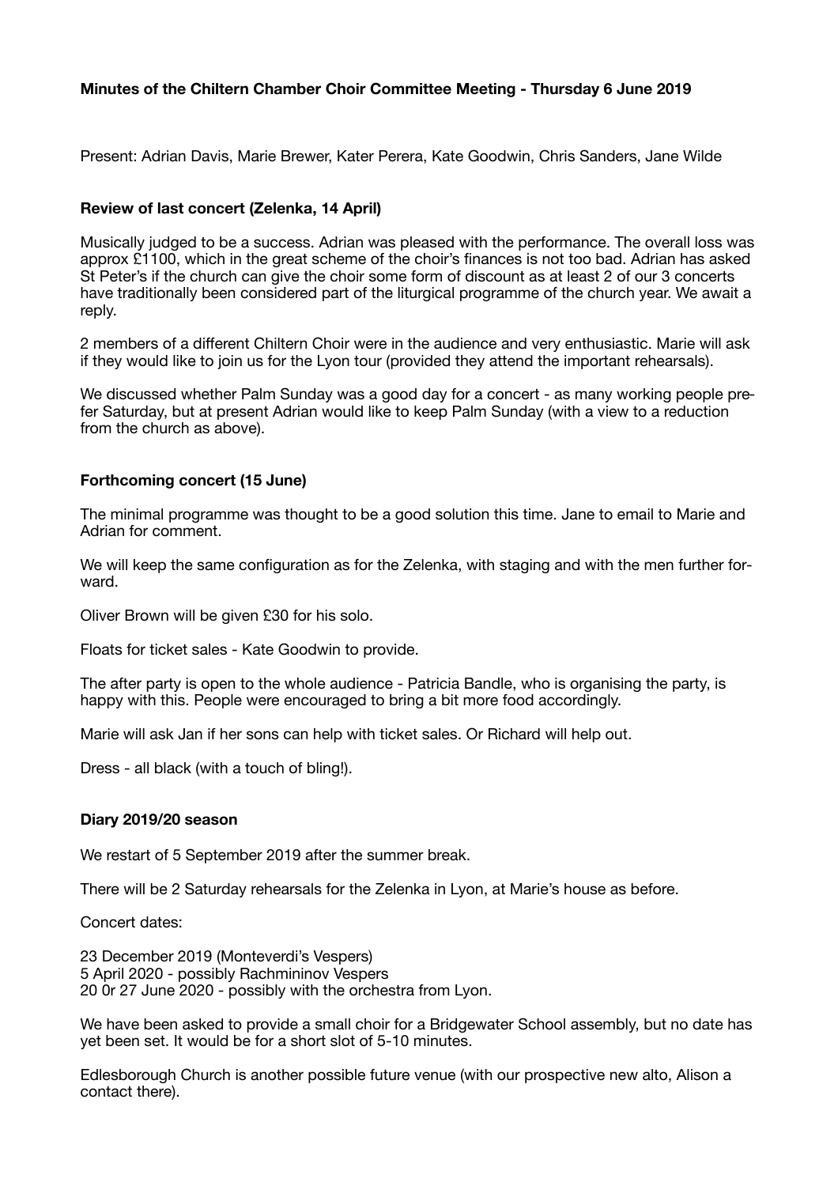**Minutes of the Chiltern Chamber Choir Committee Meeting - Thursday 6 June 2019**

Present: Adrian Davis, Marie Brewer, Kater Perera, Kate Goodwin, Chris Sanders, Jane Wilde

**Review of last concert (Zelenka, 14 April)**

Musically judged to be a success. Adrian was pleased with the performance. The overall loss was approx £1100, which in the great scheme of the choir's finances is not too bad. Adrian has asked St Peter's if the church can give the choir some form of discount as at least 2 of our 3 concerts have traditionally been considered part of the liturgical programme of the church year. We await a reply.

2 members of a different Chiltern Choir were in the audience and very enthusiastic. Marie will ask if they would like to join us for the Lyon tour (provided they attend the important rehearsals).

We discussed whether Palm Sunday was a good day for a concert - as many working people prefer Saturday, but at present Adrian would like to keep Palm Sunday (with a view to a reduction from the church as above).

**Forthcoming concert (15 June)**

The minimal programme was thought to be a good solution this time. Jane to email to Marie and Adrian for comment.

We will keep the same configuration as for the Zelenka, with staging and with the men further forward.

Oliver Brown will be given £30 for his solo.

Floats for ticket sales - Kate Goodwin to provide.

The after party is open to the whole audience - Patricia Bandle, who is organising the party, is happy with this. People were encouraged to bring a bit more food accordingly.

Marie will ask Jan if her sons can help with ticket sales. Or Richard will help out.

Dress - all black (with a touch of bling!).

**Diary 2019/20 season**

We restart of 5 September 2019 after the summer break.

There will be 2 Saturday rehearsals for the Zelenka in Lyon, at Marie's house as before.

Concert dates:

23 December 2019 (Monteverdi's Vespers)
5 April 2020 - possibly Rachmininov Vespers
20 0r 27 June 2020 - possibly with the orchestra from Lyon.

We have been asked to provide a small choir for a Bridgewater School assembly, but no date has yet been set. It would be for a short slot of 5-10 minutes.

Edlesborough Church is another possible future venue (with our prospective new alto, Alison a contact there).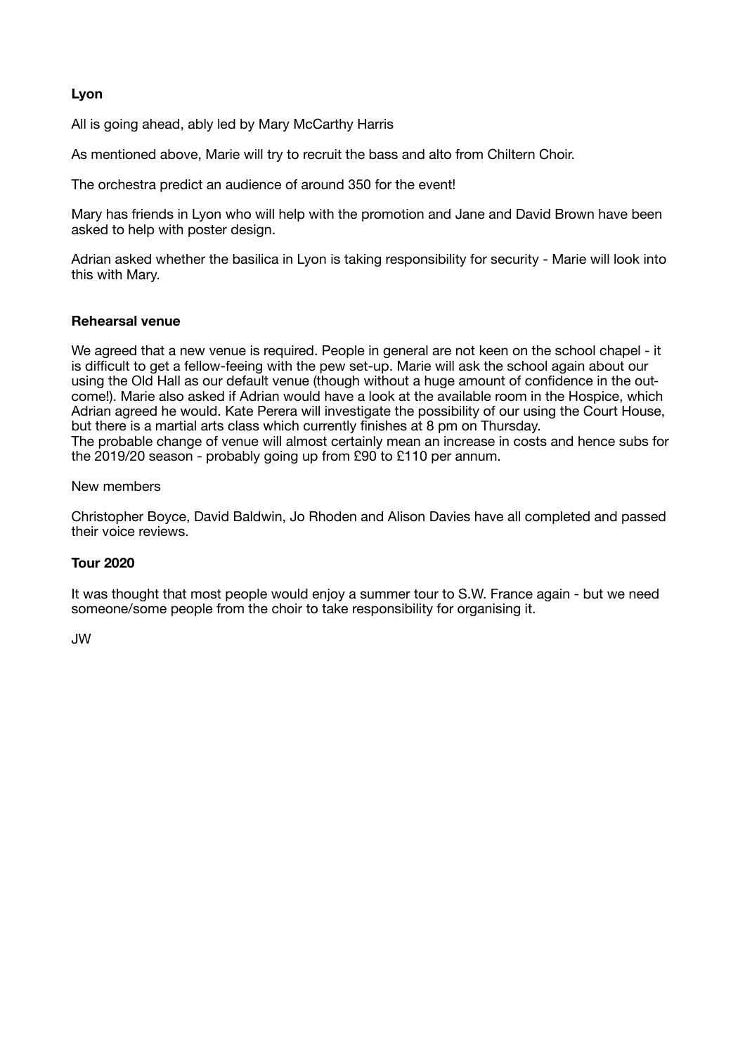**Lyon**

All is going ahead, ably led by Mary McCarthy Harris

As mentioned above, Marie will try to recruit the bass and alto from Chiltern Choir.

The orchestra predict an audience of around 350 for the event!

Mary has friends in Lyon who will help with the promotion and Jane and David Brown have been asked to help with poster design.

Adrian asked whether the basilica in Lyon is taking responsibility for security - Marie will look into this with Mary.

**Rehearsal venue**

We agreed that a new venue is required. People in general are not keen on the school chapel - it is difficult to get a fellow-feeing with the pew set-up. Marie will ask the school again about our using the Old Hall as our default venue (though without a huge amount of confidence in the outcome!). Marie also asked if Adrian would have a look at the available room in the Hospice, which Adrian agreed he would. Kate Perera will investigate the possibility of our using the Court House, but there is a martial arts class which currently finishes at 8 pm on Thursday.
The probable change of venue will almost certainly mean an increase in costs and hence subs for the 2019/20 season - probably going up from £90 to £110 per annum.

New members

Christopher Boyce, David Baldwin, Jo Rhoden and Alison Davies have all completed and passed their voice reviews.

**Tour 2020**

It was thought that most people would enjoy a summer tour to S.W. France again - but we need someone/some people from the choir to take responsibility for organising it.

JW